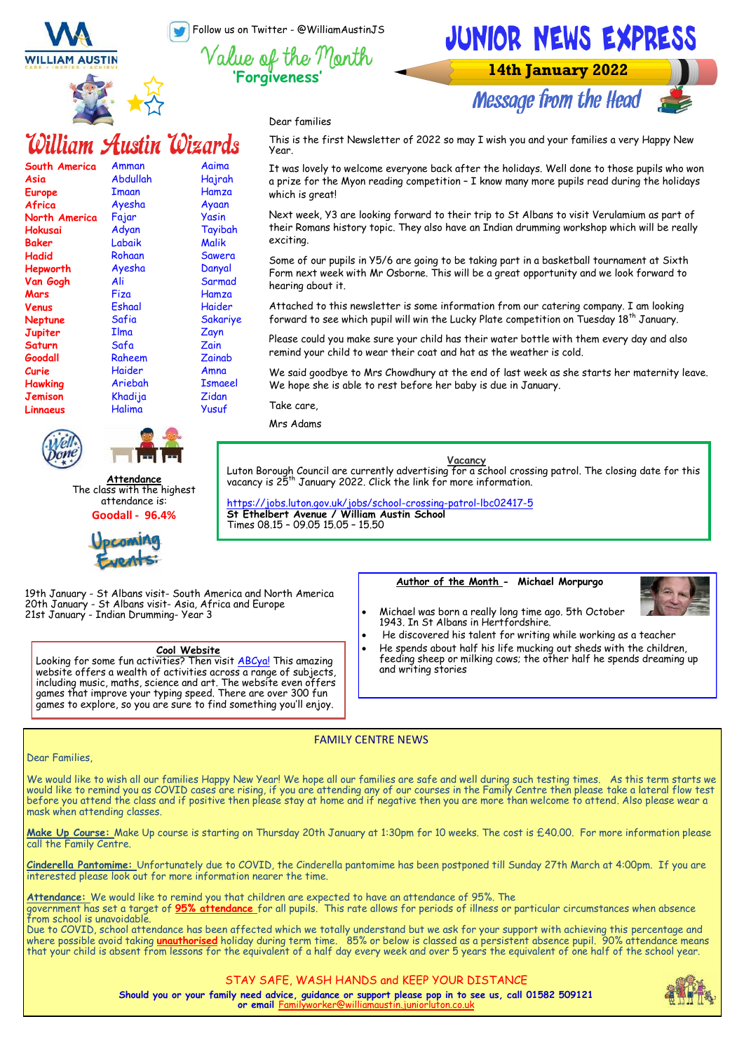Follow us on Twitter - @WilliamAustinJS

# JUNIOR NEWS EXPRESS

**14th January 2022**

## Value of the Month

**'Forgiveness'**

## Message from the Head

Dear families

This is the first Newsletter of 2022 so may I wish you and your families a very Happy New Year.

It was lovely to welcome everyone back after the holidays. Well done to those pupils who won a prize for the Myon reading competition – I know many more pupils read during the holidays which is great!

Next week, Y3 are looking forward to their trip to St Albans to visit Verulamium as part of their Romans history topic. They also have an Indian drumming workshop which will be really exciting.

Some of our pupils in Y5/6 are going to be taking part in a basketball tournament at Sixth Form next week with Mr Osborne. This will be a great opportunity and we look forward to hearing about it.

Attached to this newsletter is some information from our catering company. I am looking forward to see which pupil will win the Lucky Plate competition on Tuesday 18th January.

Please could you make sure your child has their water bottle with them every day and also remind your child to wear their coat and hat as the weather is cold.

We said goodbye to Mrs Chowdhury at the end of last week as she starts her maternity leave. We hope she is able to rest before her baby is due in January.

Take care,

Mrs Adams

## William Austin Wizards

| | | |
|---|---|---|
| South America | Amman | Aaima |
| Asia | Abdullah | Hajrah |
| Europe | Imaan | Hamza |
| Africa | Ayesha | Ayaan |
| North America | Fajar | Yasin |
| Hokusai | Adyan | Tayibah |
| Baker | Labaik | Malik |
| Hadid | Rohaan | Sawera |
| Hepworth | Ayesha | Danyal |
| Van Gogh | Ali | Sarmad |
| Mars | Fiza | Hamza |
| Venus | Eshaal | Haider |
| Neptune | Safia | Sakariye |
| Jupiter | Ilma | Zayn |
| Saturn | Safa | Zain |
| Goodall | Raheem | Zainab |
| Curie | Haider | Amna |
| Hawking | Ariebah | Ismaeel |
| Jemison | Khadija | Zidan |
| Linnaeus | Halima | Yusuf |

**Attendance**

The class with the highest attendance is:

**Goodall - 96.4%**

**Vacancy**

Luton Borough Council are currently advertising for a school crossing patrol. The closing date for this vacancy is 25th January 2022. Click the link for more information.

https://jobs.luton.gov.uk/jobs/school-crossing-patrol-lbc02417-5

**St Ethelbert Avenue / William Austin School**

Times 08.15 – 09.05 15.05 – 15.50

## Upcoming Events

19th January - St Albans visit- South America and North America
20th January - St Albans visit- Asia, Africa and Europe
21st January - Indian Drumming- Year 3

**Cool Website**

Looking for some fun activities? Then visit ABCya! This amazing website offers a wealth of activities across a range of subjects, including music, maths, science and art. The website even offers games that improve your typing speed. There are over 300 fun games to explore, so you are sure to find something you'll enjoy.

**Author of the Month - Michael Morpurgo**

- Michael was born a really long time ago. 5th October 1943. In St Albans in Hertfordshire.
- He discovered his talent for writing while working as a teacher
- He spends about half his life mucking out sheds with the children, feeding sheep or milking cows; the other half he spends dreaming up and writing stories

## FAMILY CENTRE NEWS

Dear Families,

We would like to wish all our families Happy New Year! We hope all our families are safe and well during such testing times. As this term starts we would like to remind you as COVID cases are rising, if you are attending any of our courses in the Family Centre then please take a lateral flow test before you attend the class and if positive then please stay at home and if negative then you are more than welcome to attend. Also please wear a mask when attending classes.

**Make Up Course:** Make Up course is starting on Thursday 20th January at 1:30pm for 10 weeks. The cost is £40.00. For more information please call the Family Centre.

**Cinderella Pantomime:** Unfortunately due to COVID, the Cinderella pantomime has been postponed till Sunday 27th March at 4:00pm. If you are interested please look out for more information nearer the time.

**Attendance:** We would like to remind you that children are expected to have an attendance of 95%. The government has set a target of **95% attendance** for all pupils. This rate allows for periods of illness or particular circumstances when absence from school is unavoidable.
Due to COVID, school attendance has been affected which we totally understand but we ask for your support with achieving this percentage and where possible avoid taking **unauthorised** holiday during term time. 85% or below is classed as a persistent absence pupil. 90% attendance means that your child is absent from lessons for the equivalent of a half day every week and over 5 years the equivalent of one half of the school year.

STAY SAFE, WASH HANDS and KEEP YOUR DISTANCE

**Should you or your family need advice, guidance or support please pop in to see us, call 01582 509121 or email** Familyworker@williamaustin.juniorluton.co.uk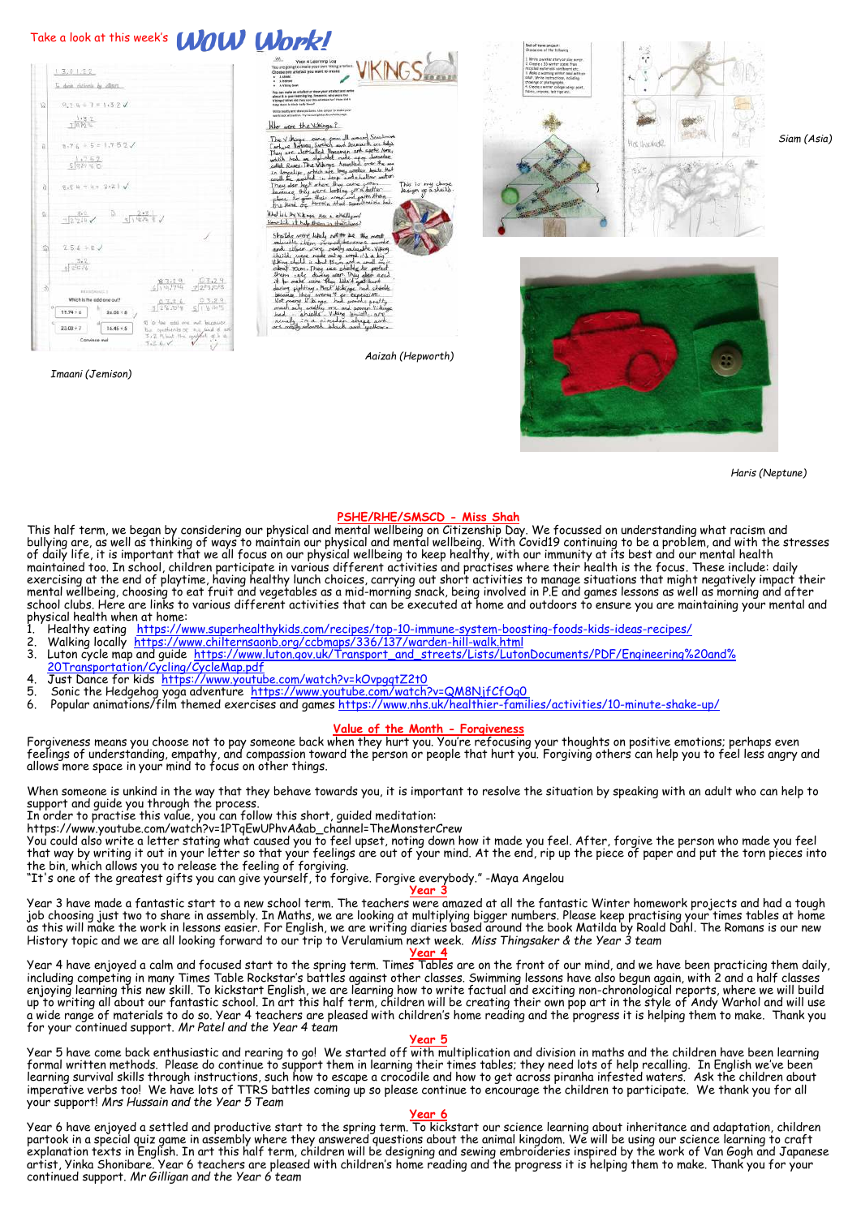Take a look at this week's **WOW Work!**

*Imaani (Jemison)*

*Aaizah (Hepworth)*

*Siam (Asia)*

*Haris (Neptune)*

## PSHE/RHE/SMSCD - Miss Shah

This half term, we began by considering our physical and mental wellbeing on Citizenship Day. We focussed on understanding what racism and bullying are, as well as thinking of ways to maintain our physical and mental wellbeing. With Covid19 continuing to be a problem, and with the stresses of daily life, it is important that we all focus on our physical wellbeing to keep healthy, with our immunity at its best and our mental health maintained too. In school, children participate in various different activities and practises where their health is the focus. These include: daily exercising at the end of playtime, having healthy lunch choices, carrying out short activities to manage situations that might negatively impact their mental wellbeing, choosing to eat fruit and vegetables as a mid-morning snack, being involved in P.E and games lessons as well as morning and after school clubs. Here are links to various different activities that can be executed at home and outdoors to ensure you are maintaining your mental and physical health when at home:

1. Healthy eating https://www.superhealthykids.com/recipes/top-10-immune-system-boosting-foods-kids-ideas-recipes/
2. Walking locally https://www.chilternsaonb.org/ccbmaps/336/137/warden-hill-walk.html
3. Luton cycle map and guide https://www.luton.gov.uk/Transport_and_streets/Lists/LutonDocuments/PDF/Engineering%20and%20Transportation/Cycling/CycleMap.pdf
4. Just Dance for kids https://www.youtube.com/watch?v=kOvpggtZ2t0
5. Sonic the Hedgehog yoga adventure https://www.youtube.com/watch?v=QM8NjfCfOg0
6. Popular animations/film themed exercises and games https://www.nhs.uk/healthier-families/activities/10-minute-shake-up/

## Value of the Month - Forgiveness

Forgiveness means you choose not to pay someone back when they hurt you. You're refocusing your thoughts on positive emotions; perhaps even feelings of understanding, empathy, and compassion toward the person or people that hurt you. Forgiving others can help you to feel less angry and allows more space in your mind to focus on other things.

When someone is unkind in the way that they behave towards you, it is important to resolve the situation by speaking with an adult who can help to support and guide you through the process.
In order to practise this value, you can follow this short, guided meditation:
https://www.youtube.com/watch?v=1PTqEwUPhvA&ab_channel=TheMonsterCrew
You could also write a letter stating what caused you to feel upset, noting down how it made you feel. After, forgive the person who made you feel that way by writing it out in your letter so that your feelings are out of your mind. At the end, rip up the piece of paper and put the torn pieces into the bin, which allows you to release the feeling of forgiving.
"It's one of the greatest gifts you can give yourself, to forgive. Forgive everybody." -Maya Angelou

## Year 3

Year 3 have made a fantastic start to a new school term. The teachers were amazed at all the fantastic Winter homework projects and had a tough job choosing just two to share in assembly. In Maths, we are looking at multiplying bigger numbers. Please keep practising your times tables at home as this will make the work in lessons easier. For English, we are writing diaries based around the book Matilda by Roald Dahl. The Romans is our new History topic and we are all looking forward to our trip to Verulamium next week. *Miss Thingsaker & the Year 3 team*

## Year 4

Year 4 have enjoyed a calm and focused start to the spring term. Times Tables are on the front of our mind, and we have been practicing them daily, including competing in many Times Table Rockstar's battles against other classes. Swimming lessons have also begun again, with 2 and a half classes enjoying learning this new skill. To kickstart English, we are learning how to write factual and exciting non-chronological reports, where we will build up to writing all about our fantastic school. In art this half term, children will be creating their own pop art in the style of Andy Warhol and will use a wide range of materials to do so. Year 4 teachers are pleased with children's home reading and the progress it is helping them to make. Thank you for your continued support. *Mr Patel and the Year 4 team*

## Year 5

Year 5 have come back enthusiastic and rearing to go! We started off with multiplication and division in maths and the children have been learning formal written methods. Please do continue to support them in learning their times tables; they need lots of help recalling. In English we've been learning survival skills through instructions, such how to escape a crocodile and how to get across piranha infested waters. Ask the children about imperative verbs too! We have lots of TTRS battles coming up so please continue to encourage the children to participate. We thank you for all your support! *Mrs Hussain and the Year 5 Team*

## Year 6

Year 6 have enjoyed a settled and productive start to the spring term. To kickstart our science learning about inheritance and adaptation, children partook in a special quiz game in assembly where they answered questions about the animal kingdom. We will be using our science learning to craft explanation texts in English. In art this half term, children will be designing and sewing embroideries inspired by the work of Van Gogh and Japanese artist, Yinka Shonibare. Year 6 teachers are pleased with children's home reading and the progress it is helping them to make. Thank you for your continued support. *Mr Gilligan and the Year 6 team*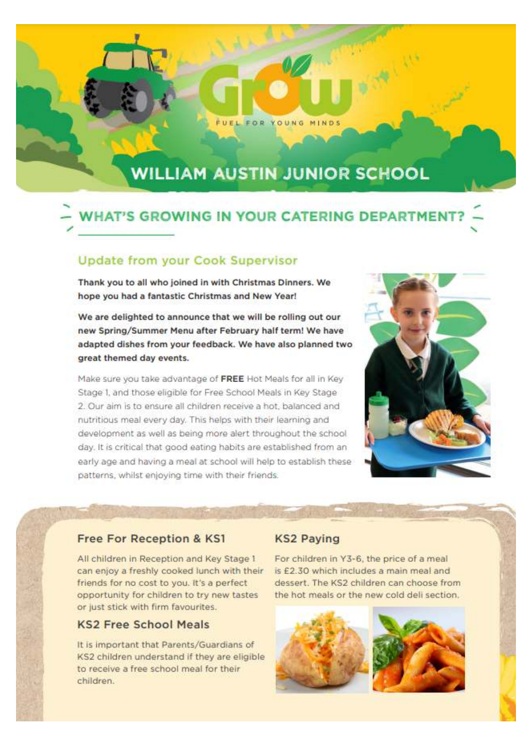# WILLIAM AUSTIN JUNIOR SCHOOL

## WHAT'S GROWING IN YOUR CATERING DEPARTMENT?

### Update from your Cook Supervisor

**Thank you to all who joined in with Christmas Dinners. We hope you had a fantastic Christmas and New Year!**

**We are delighted to announce that we will be rolling out our new Spring/Summer Menu after February half term! We have adapted dishes from your feedback. We have also planned two great themed day events.**

Make sure you take advantage of **FREE** Hot Meals for all in Key Stage 1, and those eligible for Free School Meals in Key Stage 2. Our aim is to ensure all children receive a hot, balanced and nutritious meal every day. This helps with their learning and development as well as being more alert throughout the school day. It is critical that good eating habits are established from an early age and having a meal at school will help to establish these patterns, whilst enjoying time with their friends.

### Free For Reception & KS1

All children in Reception and Key Stage 1 can enjoy a freshly cooked lunch with their friends for no cost to you. It's a perfect opportunity for children to try new tastes or just stick with firm favourites.

### KS2 Free School Meals

It is important that Parents/Guardians of KS2 children understand if they are eligible to receive a free school meal for their children.

### KS2 Paying

For children in Y3-6, the price of a meal is £2.30 which includes a main meal and dessert. The KS2 children can choose from the hot meals or the new cold deli section.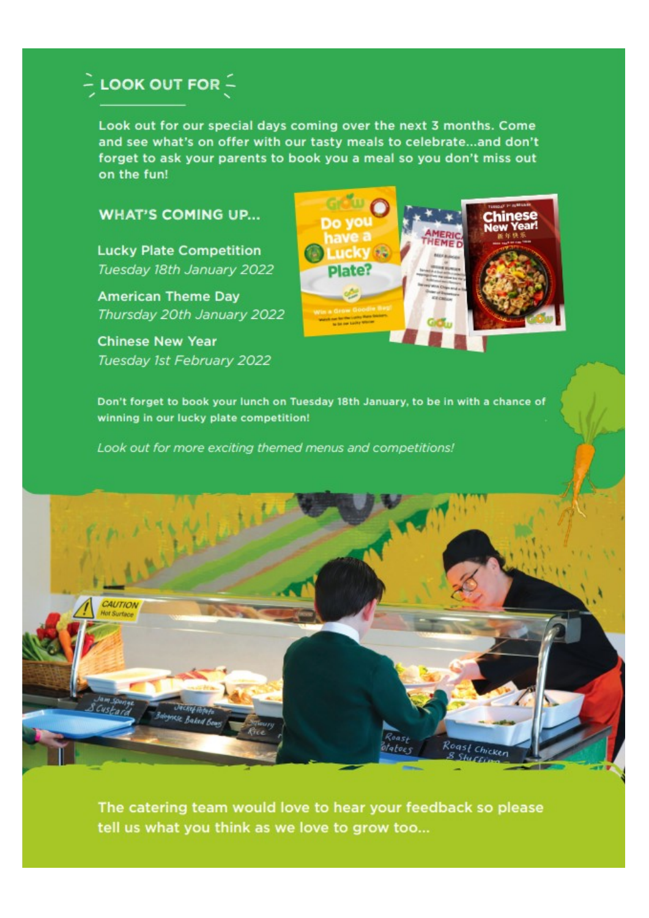## LOOK OUT FOR

Look out for our special days coming over the next 3 months. Come and see what's on offer with our tasty meals to celebrate...and don't forget to ask your parents to book you a meal so you don't miss out on the fun!

### WHAT'S COMING UP...

**Lucky Plate Competition**
*Tuesday 18th January 2022*

**American Theme Day**
*Thursday 20th January 2022*

**Chinese New Year**
*Tuesday 1st February 2022*

Don't forget to book your lunch on Tuesday 18th January, to be in with a chance of winning in our lucky plate competition!

*Look out for more exciting themed menus and competitions!*

The catering team would love to hear your feedback so please tell us what you think as we love to grow too...